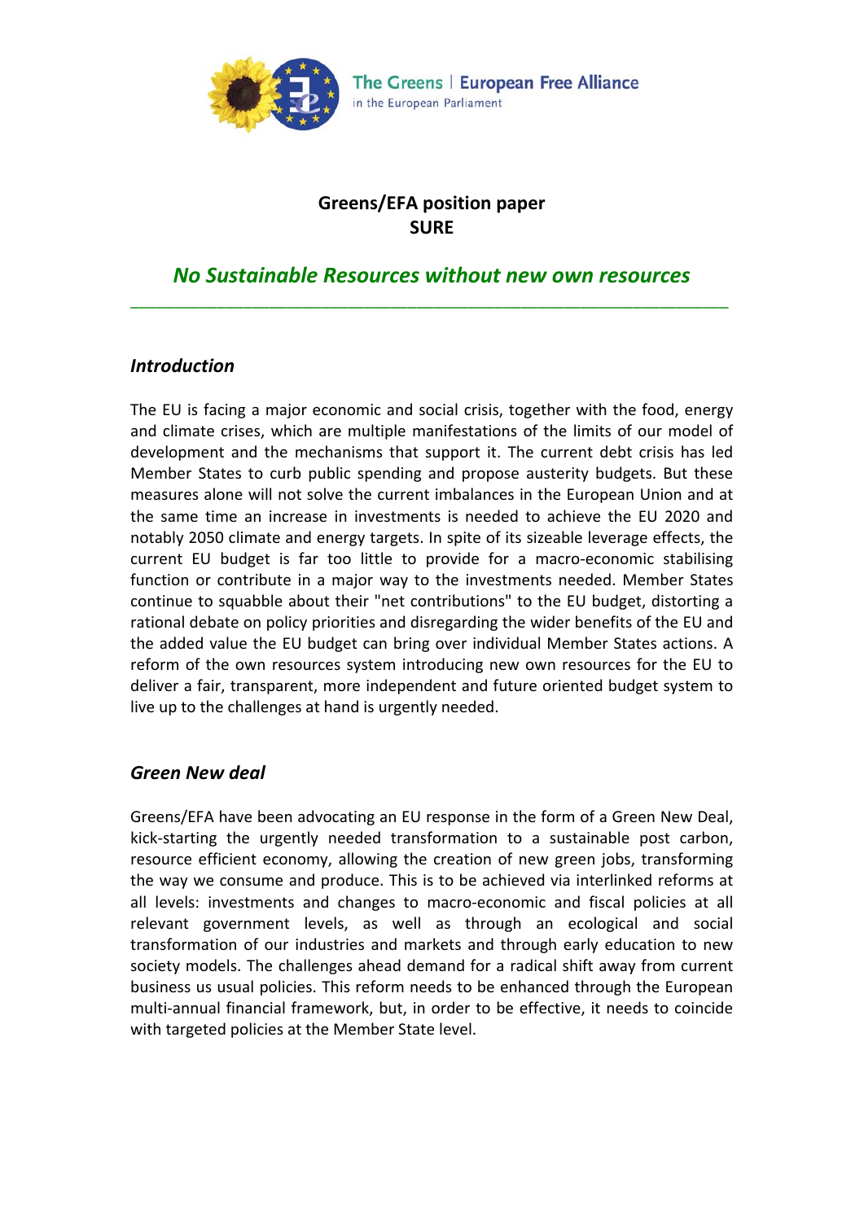The Greens | European Free Alliance
in the European Parliament

**Greens/EFA position paper**
**SURE**

## *No Sustainable Resources without new own resources*

---

### *Introduction*

The EU is facing a major economic and social crisis, together with the food, energy and climate crises, which are multiple manifestations of the limits of our model of development and the mechanisms that support it. The current debt crisis has led Member States to curb public spending and propose austerity budgets. But these measures alone will not solve the current imbalances in the European Union and at the same time an increase in investments is needed to achieve the EU 2020 and notably 2050 climate and energy targets. In spite of its sizeable leverage effects, the current EU budget is far too little to provide for a macro-economic stabilising function or contribute in a major way to the investments needed. Member States continue to squabble about their "net contributions" to the EU budget, distorting a rational debate on policy priorities and disregarding the wider benefits of the EU and the added value the EU budget can bring over individual Member States actions. A reform of the own resources system introducing new own resources for the EU to deliver a fair, transparent, more independent and future oriented budget system to live up to the challenges at hand is urgently needed.

### *Green New deal*

Greens/EFA have been advocating an EU response in the form of a Green New Deal, kick-starting the urgently needed transformation to a sustainable post carbon, resource efficient economy, allowing the creation of new green jobs, transforming the way we consume and produce. This is to be achieved via interlinked reforms at all levels: investments and changes to macro-economic and fiscal policies at all relevant government levels, as well as through an ecological and social transformation of our industries and markets and through early education to new society models. The challenges ahead demand for a radical shift away from current business us usual policies. This reform needs to be enhanced through the European multi-annual financial framework, but, in order to be effective, it needs to coincide with targeted policies at the Member State level.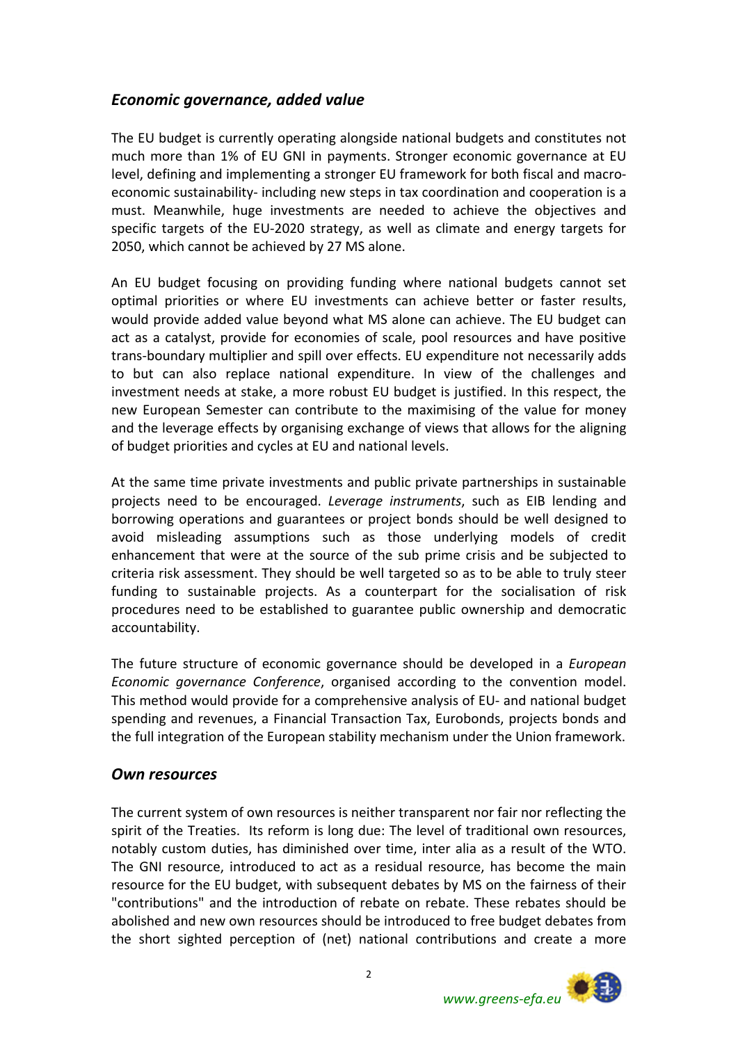## *Economic governance, added value*

The EU budget is currently operating alongside national budgets and constitutes not much more than 1% of EU GNI in payments. Stronger economic governance at EU level, defining and implementing a stronger EU framework for both fiscal and macro-economic sustainability- including new steps in tax coordination and cooperation is a must. Meanwhile, huge investments are needed to achieve the objectives and specific targets of the EU-2020 strategy, as well as climate and energy targets for 2050, which cannot be achieved by 27 MS alone.

An EU budget focusing on providing funding where national budgets cannot set optimal priorities or where EU investments can achieve better or faster results, would provide added value beyond what MS alone can achieve. The EU budget can act as a catalyst, provide for economies of scale, pool resources and have positive trans-boundary multiplier and spill over effects. EU expenditure not necessarily adds to but can also replace national expenditure. In view of the challenges and investment needs at stake, a more robust EU budget is justified. In this respect, the new European Semester can contribute to the maximising of the value for money and the leverage effects by organising exchange of views that allows for the aligning of budget priorities and cycles at EU and national levels.

At the same time private investments and public private partnerships in sustainable projects need to be encouraged. *Leverage instruments*, such as EIB lending and borrowing operations and guarantees or project bonds should be well designed to avoid misleading assumptions such as those underlying models of credit enhancement that were at the source of the sub prime crisis and be subjected to criteria risk assessment. They should be well targeted so as to be able to truly steer funding to sustainable projects. As a counterpart for the socialisation of risk procedures need to be established to guarantee public ownership and democratic accountability.

The future structure of economic governance should be developed in a *European Economic governance Conference*, organised according to the convention model. This method would provide for a comprehensive analysis of EU- and national budget spending and revenues, a Financial Transaction Tax, Eurobonds, projects bonds and the full integration of the European stability mechanism under the Union framework.

## *Own resources*

The current system of own resources is neither transparent nor fair nor reflecting the spirit of the Treaties. Its reform is long due: The level of traditional own resources, notably custom duties, has diminished over time, inter alia as a result of the WTO. The GNI resource, introduced to act as a residual resource, has become the main resource for the EU budget, with subsequent debates by MS on the fairness of their "contributions" and the introduction of rebate on rebate. These rebates should be abolished and new own resources should be introduced to free budget debates from the short sighted perception of (net) national contributions and create a more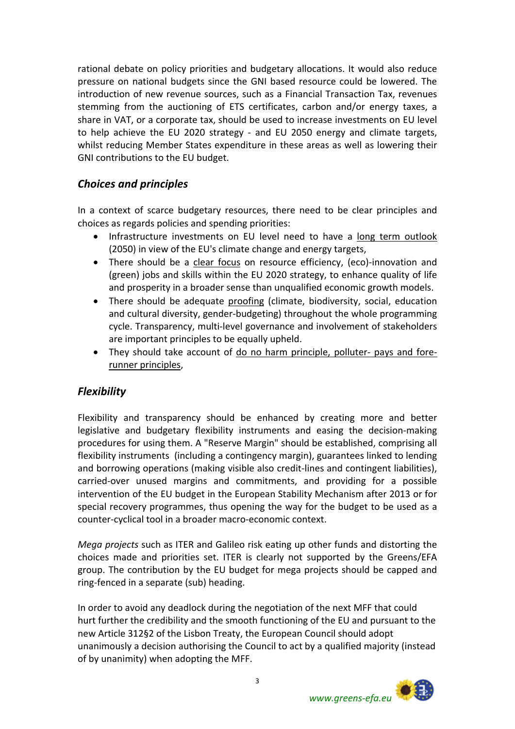rational debate on policy priorities and budgetary allocations. It would also reduce pressure on national budgets since the GNI based resource could be lowered. The introduction of new revenue sources, such as a Financial Transaction Tax, revenues stemming from the auctioning of ETS certificates, carbon and/or energy taxes, a share in VAT, or a corporate tax, should be used to increase investments on EU level to help achieve the EU 2020 strategy - and EU 2050 energy and climate targets, whilst reducing Member States expenditure in these areas as well as lowering their GNI contributions to the EU budget.

## *Choices and principles*

In a context of scarce budgetary resources, there need to be clear principles and choices as regards policies and spending priorities:

- Infrastructure investments on EU level need to have a long term outlook (2050) in view of the EU's climate change and energy targets,
- There should be a clear focus on resource efficiency, (eco)-innovation and (green) jobs and skills within the EU 2020 strategy, to enhance quality of life and prosperity in a broader sense than unqualified economic growth models.
- There should be adequate proofing (climate, biodiversity, social, education and cultural diversity, gender-budgeting) throughout the whole programming cycle. Transparency, multi-level governance and involvement of stakeholders are important principles to be equally upheld.
- They should take account of do no harm principle, polluter- pays and fore-runner principles,

## *Flexibility*

Flexibility and transparency should be enhanced by creating more and better legislative and budgetary flexibility instruments and easing the decision-making procedures for using them. A "Reserve Margin" should be established, comprising all flexibility instruments (including a contingency margin), guarantees linked to lending and borrowing operations (making visible also credit-lines and contingent liabilities), carried-over unused margins and commitments, and providing for a possible intervention of the EU budget in the European Stability Mechanism after 2013 or for special recovery programmes, thus opening the way for the budget to be used as a counter-cyclical tool in a broader macro-economic context.

*Mega projects* such as ITER and Galileo risk eating up other funds and distorting the choices made and priorities set. ITER is clearly not supported by the Greens/EFA group. The contribution by the EU budget for mega projects should be capped and ring-fenced in a separate (sub) heading.

In order to avoid any deadlock during the negotiation of the next MFF that could hurt further the credibility and the smooth functioning of the EU and pursuant to the new Article 312§2 of the Lisbon Treaty, the European Council should adopt unanimously a decision authorising the Council to act by a qualified majority (instead of by unanimity) when adopting the MFF.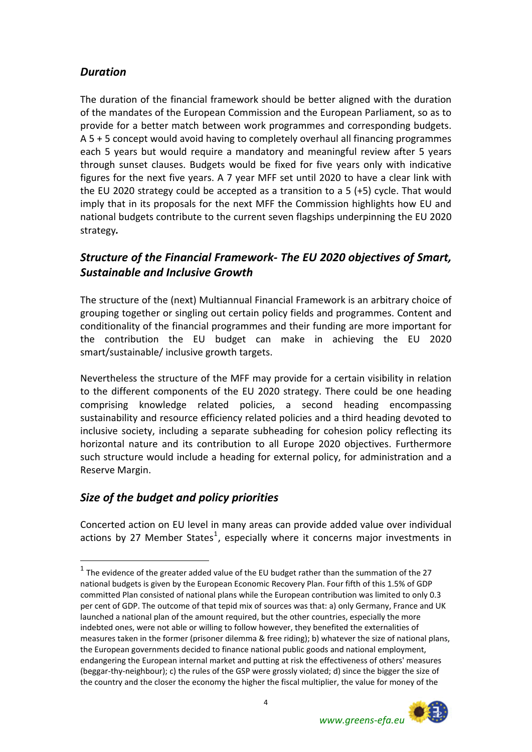### *Duration*

The duration of the financial framework should be better aligned with the duration of the mandates of the European Commission and the European Parliament, so as to provide for a better match between work programmes and corresponding budgets. A 5 + 5 concept would avoid having to completely overhaul all financing programmes each 5 years but would require a mandatory and meaningful review after 5 years through sunset clauses. Budgets would be fixed for five years only with indicative figures for the next five years. A 7 year MFF set until 2020 to have a clear link with the EU 2020 strategy could be accepted as a transition to a 5 (+5) cycle. That would imply that in its proposals for the next MFF the Commission highlights how EU and national budgets contribute to the current seven flagships underpinning the EU 2020 strategy*.*

### *Structure of the Financial Framework- The EU 2020 objectives of Smart, Sustainable and Inclusive Growth*

The structure of the (next) Multiannual Financial Framework is an arbitrary choice of grouping together or singling out certain policy fields and programmes. Content and conditionality of the financial programmes and their funding are more important for the contribution the EU budget can make in achieving the EU 2020 smart/sustainable/ inclusive growth targets.

Nevertheless the structure of the MFF may provide for a certain visibility in relation to the different components of the EU 2020 strategy. There could be one heading comprising knowledge related policies, a second heading encompassing sustainability and resource efficiency related policies and a third heading devoted to inclusive society, including a separate subheading for cohesion policy reflecting its horizontal nature and its contribution to all Europe 2020 objectives. Furthermore such structure would include a heading for external policy, for administration and a Reserve Margin.

### *Size of the budget and policy priorities*

Concerted action on EU level in many areas can provide added value over individual actions by 27 Member States[1], especially where it concerns major investments in

[1] The evidence of the greater added value of the EU budget rather than the summation of the 27 national budgets is given by the European Economic Recovery Plan. Four fifth of this 1.5% of GDP committed Plan consisted of national plans while the European contribution was limited to only 0.3 per cent of GDP. The outcome of that tepid mix of sources was that: a) only Germany, France and UK launched a national plan of the amount required, but the other countries, especially the more indebted ones, were not able or willing to follow however, they benefited the externalities of measures taken in the former (prisoner dilemma & free riding); b) whatever the size of national plans, the European governments decided to finance national public goods and national employment, endangering the European internal market and putting at risk the effectiveness of others' measures (beggar-thy-neighbour); c) the rules of the GSP were grossly violated; d) since the bigger the size of the country and the closer the economy the higher the fiscal multiplier, the value for money of the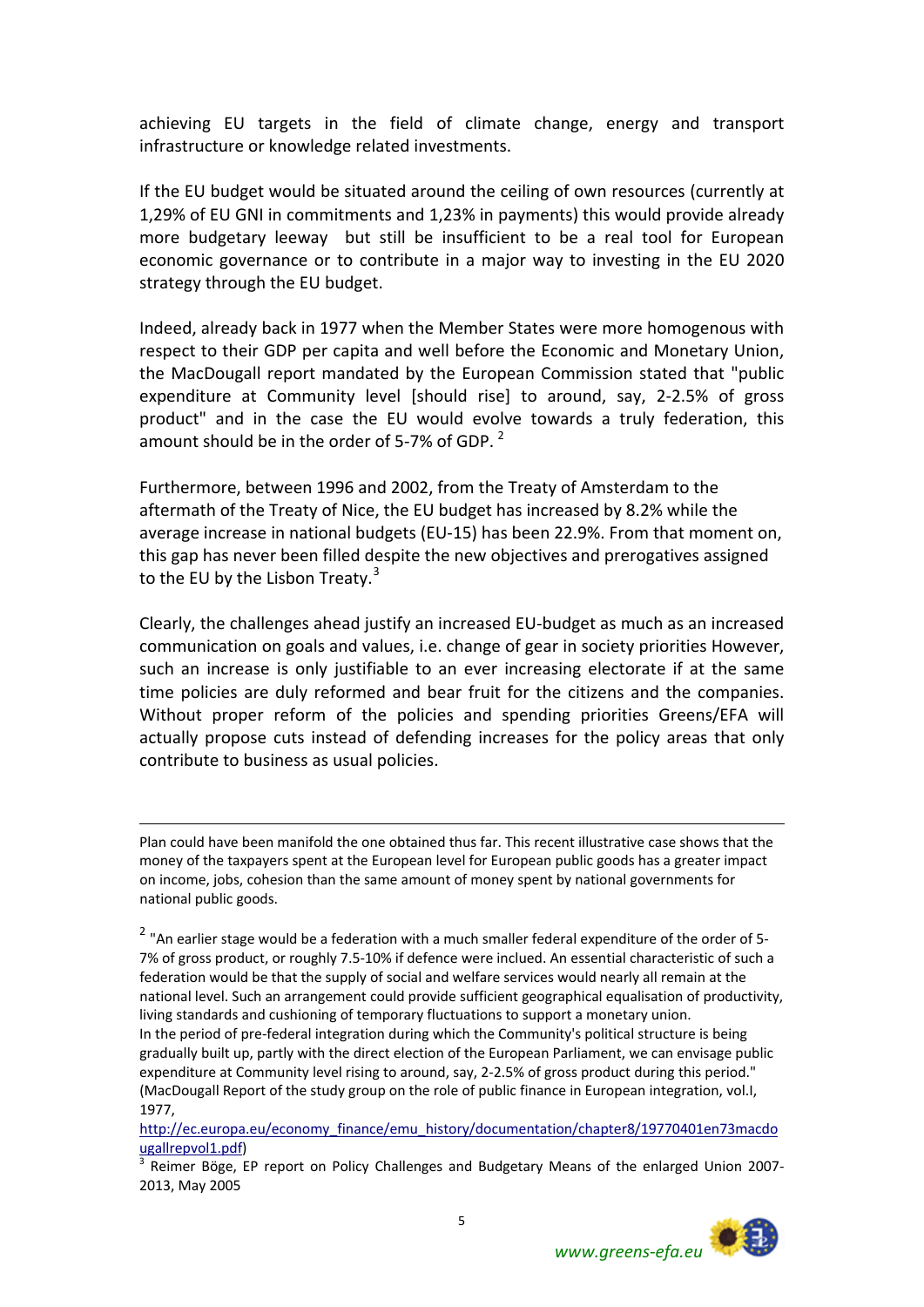achieving EU targets in the field of climate change, energy and transport infrastructure or knowledge related investments.

If the EU budget would be situated around the ceiling of own resources (currently at 1,29% of EU GNI in commitments and 1,23% in payments) this would provide already more budgetary leeway but still be insufficient to be a real tool for European economic governance or to contribute in a major way to investing in the EU 2020 strategy through the EU budget.

Indeed, already back in 1977 when the Member States were more homogenous with respect to their GDP per capita and well before the Economic and Monetary Union, the MacDougall report mandated by the European Commission stated that "public expenditure at Community level [should rise] to around, say, 2-2.5% of gross product" and in the case the EU would evolve towards a truly federation, this amount should be in the order of 5-7% of GDP. [2]

Furthermore, between 1996 and 2002, from the Treaty of Amsterdam to the aftermath of the Treaty of Nice, the EU budget has increased by 8.2% while the average increase in national budgets (EU-15) has been 22.9%. From that moment on, this gap has never been filled despite the new objectives and prerogatives assigned to the EU by the Lisbon Treaty.[3]

Clearly, the challenges ahead justify an increased EU-budget as much as an increased communication on goals and values, i.e. change of gear in society priorities However, such an increase is only justifiable to an ever increasing electorate if at the same time policies are duly reformed and bear fruit for the citizens and the companies. Without proper reform of the policies and spending priorities Greens/EFA will actually propose cuts instead of defending increases for the policy areas that only contribute to business as usual policies.

---

Plan could have been manifold the one obtained thus far. This recent illustrative case shows that the money of the taxpayers spent at the European level for European public goods has a greater impact on income, jobs, cohesion than the same amount of money spent by national governments for national public goods.

[2] "An earlier stage would be a federation with a much smaller federal expenditure of the order of 5-7% of gross product, or roughly 7.5-10% if defence were inclued. An essential characteristic of such a federation would be that the supply of social and welfare services would nearly all remain at the national level. Such an arrangement could provide sufficient geographical equalisation of productivity, living standards and cushioning of temporary fluctuations to support a monetary union.
In the period of pre-federal integration during which the Community's political structure is being gradually built up, partly with the direct election of the European Parliament, we can envisage public expenditure at Community level rising to around, say, 2-2.5% of gross product during this period." (MacDougall Report of the study group on the role of public finance in European integration, vol.I, 1977, http://ec.europa.eu/economy_finance/emu_history/documentation/chapter8/19770401en73macdougallrepvol1.pdf)

[3] Reimer Böge, EP report on Policy Challenges and Budgetary Means of the enlarged Union 2007-2013, May 2005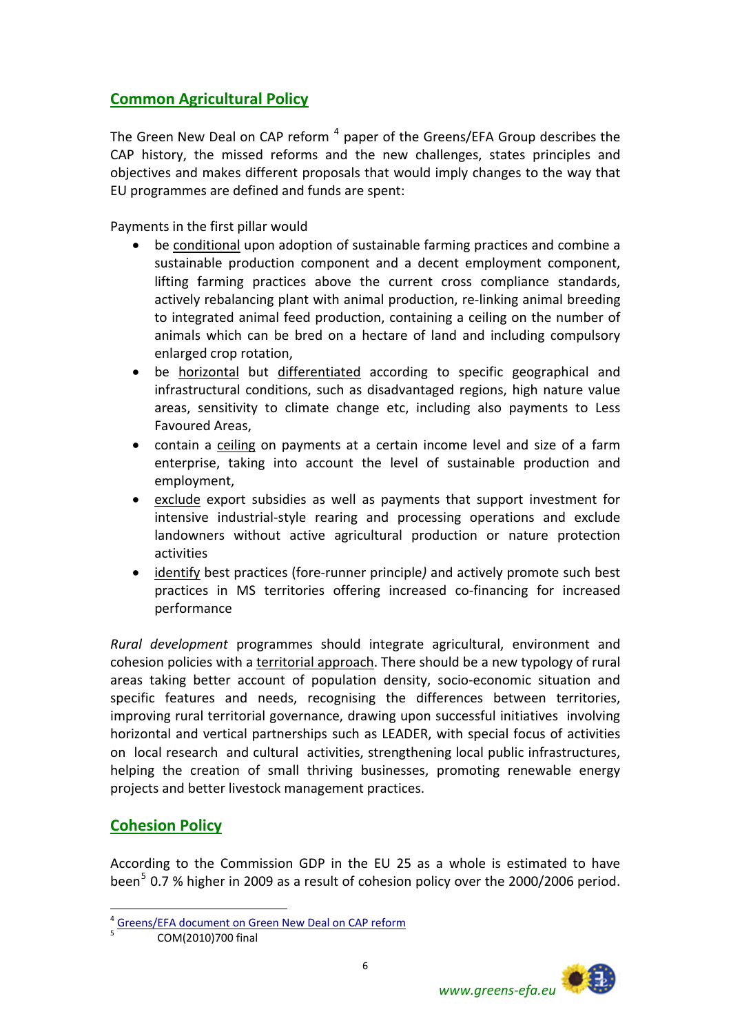## Common Agricultural Policy

The Green New Deal on CAP reform [4] paper of the Greens/EFA Group describes the CAP history, the missed reforms and the new challenges, states principles and objectives and makes different proposals that would imply changes to the way that EU programmes are defined and funds are spent:

Payments in the first pillar would

- be conditional upon adoption of sustainable farming practices and combine a sustainable production component and a decent employment component, lifting farming practices above the current cross compliance standards, actively rebalancing plant with animal production, re-linking animal breeding to integrated animal feed production, containing a ceiling on the number of animals which can be bred on a hectare of land and including compulsory enlarged crop rotation,
- be horizontal but differentiated according to specific geographical and infrastructural conditions, such as disadvantaged regions, high nature value areas, sensitivity to climate change etc, including also payments to Less Favoured Areas,
- contain a ceiling on payments at a certain income level and size of a farm enterprise, taking into account the level of sustainable production and employment,
- exclude export subsidies as well as payments that support investment for intensive industrial-style rearing and processing operations and exclude landowners without active agricultural production or nature protection activities
- identify best practices (fore-runner principle*)* and actively promote such best practices in MS territories offering increased co-financing for increased performance

*Rural development* programmes should integrate agricultural, environment and cohesion policies with a territorial approach. There should be a new typology of rural areas taking better account of population density, socio-economic situation and specific features and needs, recognising the differences between territories, improving rural territorial governance, drawing upon successful initiatives involving horizontal and vertical partnerships such as LEADER, with special focus of activities on local research and cultural activities, strengthening local public infrastructures, helping the creation of small thriving businesses, promoting renewable energy projects and better livestock management practices.

## Cohesion Policy

According to the Commission GDP in the EU 25 as a whole is estimated to have been[5] 0.7 % higher in 2009 as a result of cohesion policy over the 2000/2006 period.

[4] Greens/EFA document on Green New Deal on CAP reform

[5] COM(2010)700 final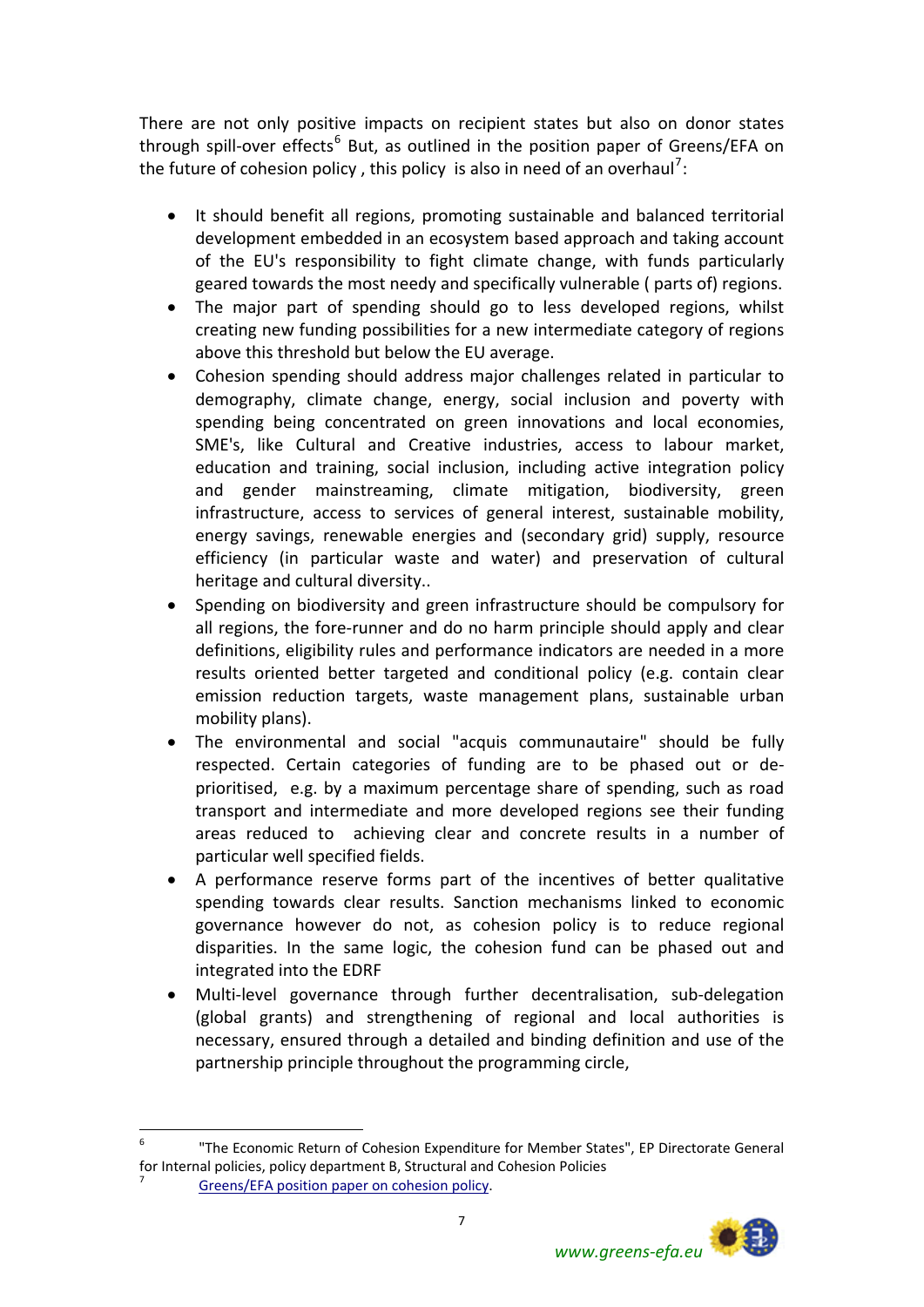There are not only positive impacts on recipient states but also on donor states through spill-over effects[6] But, as outlined in the position paper of Greens/EFA on the future of cohesion policy , this policy is also in need of an overhaul[7]:

- It should benefit all regions, promoting sustainable and balanced territorial development embedded in an ecosystem based approach and taking account of the EU's responsibility to fight climate change, with funds particularly geared towards the most needy and specifically vulnerable ( parts of) regions.
- The major part of spending should go to less developed regions, whilst creating new funding possibilities for a new intermediate category of regions above this threshold but below the EU average.
- Cohesion spending should address major challenges related in particular to demography, climate change, energy, social inclusion and poverty with spending being concentrated on green innovations and local economies, SME's, like Cultural and Creative industries, access to labour market, education and training, social inclusion, including active integration policy and gender mainstreaming, climate mitigation, biodiversity, green infrastructure, access to services of general interest, sustainable mobility, energy savings, renewable energies and (secondary grid) supply, resource efficiency (in particular waste and water) and preservation of cultural heritage and cultural diversity..
- Spending on biodiversity and green infrastructure should be compulsory for all regions, the fore-runner and do no harm principle should apply and clear definitions, eligibility rules and performance indicators are needed in a more results oriented better targeted and conditional policy (e.g. contain clear emission reduction targets, waste management plans, sustainable urban mobility plans).
- The environmental and social "acquis communautaire" should be fully respected. Certain categories of funding are to be phased out or de-prioritised, e.g. by a maximum percentage share of spending, such as road transport and intermediate and more developed regions see their funding areas reduced to achieving clear and concrete results in a number of particular well specified fields.
- A performance reserve forms part of the incentives of better qualitative spending towards clear results. Sanction mechanisms linked to economic governance however do not, as cohesion policy is to reduce regional disparities. In the same logic, the cohesion fund can be phased out and integrated into the EDRF
- Multi-level governance through further decentralisation, sub-delegation (global grants) and strengthening of regional and local authorities is necessary, ensured through a detailed and binding definition and use of the partnership principle throughout the programming circle,

---

[6] "The Economic Return of Cohesion Expenditure for Member States", EP Directorate General for Internal policies, policy department B, Structural and Cohesion Policies

[7] Greens/EFA position paper on cohesion policy.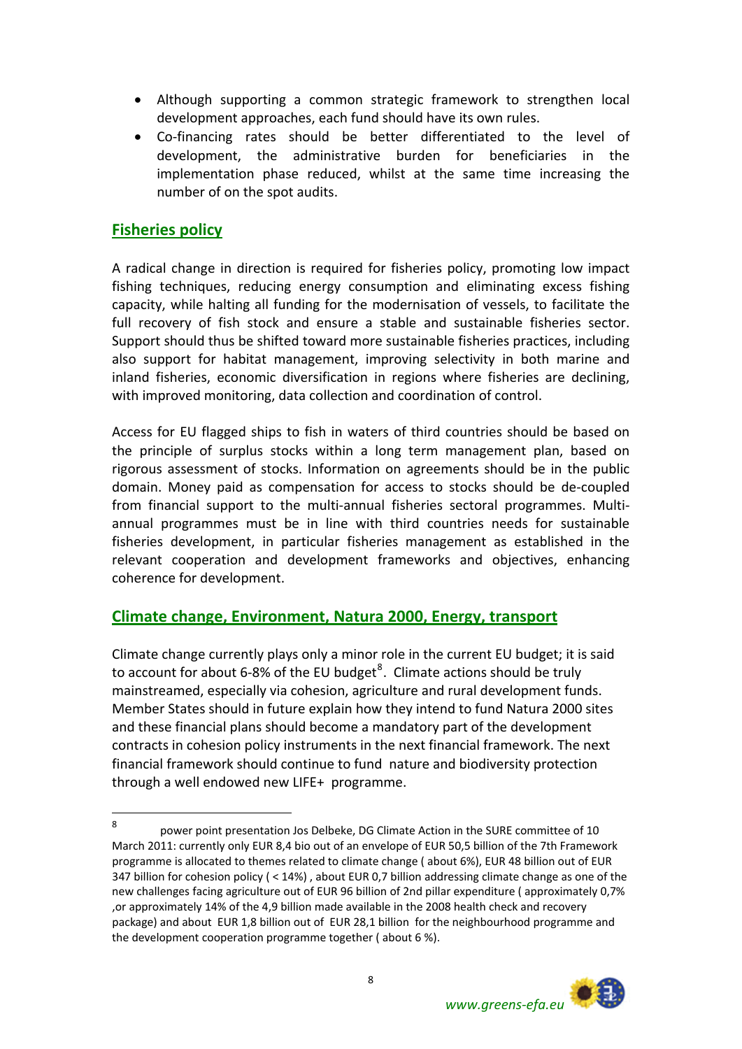- Although supporting a common strategic framework to strengthen local development approaches, each fund should have its own rules.
- Co-financing rates should be better differentiated to the level of development, the administrative burden for beneficiaries in the implementation phase reduced, whilst at the same time increasing the number of on the spot audits.

## Fisheries policy

A radical change in direction is required for fisheries policy, promoting low impact fishing techniques, reducing energy consumption and eliminating excess fishing capacity, while halting all funding for the modernisation of vessels, to facilitate the full recovery of fish stock and ensure a stable and sustainable fisheries sector. Support should thus be shifted toward more sustainable fisheries practices, including also support for habitat management, improving selectivity in both marine and inland fisheries, economic diversification in regions where fisheries are declining, with improved monitoring, data collection and coordination of control.

Access for EU flagged ships to fish in waters of third countries should be based on the principle of surplus stocks within a long term management plan, based on rigorous assessment of stocks. Information on agreements should be in the public domain. Money paid as compensation for access to stocks should be de-coupled from financial support to the multi-annual fisheries sectoral programmes. Multi-annual programmes must be in line with third countries needs for sustainable fisheries development, in particular fisheries management as established in the relevant cooperation and development frameworks and objectives, enhancing coherence for development.

## Climate change, Environment, Natura 2000, Energy, transport

Climate change currently plays only a minor role in the current EU budget; it is said to account for about 6-8% of the EU budget[8]. Climate actions should be truly mainstreamed, especially via cohesion, agriculture and rural development funds. Member States should in future explain how they intend to fund Natura 2000 sites and these financial plans should become a mandatory part of the development contracts in cohesion policy instruments in the next financial framework. The next financial framework should continue to fund nature and biodiversity protection through a well endowed new LIFE+ programme.

[8] power point presentation Jos Delbeke, DG Climate Action in the SURE committee of 10 March 2011: currently only EUR 8,4 bio out of an envelope of EUR 50,5 billion of the 7th Framework programme is allocated to themes related to climate change ( about 6%), EUR 48 billion out of EUR 347 billion for cohesion policy ( < 14%) , about EUR 0,7 billion addressing climate change as one of the new challenges facing agriculture out of EUR 96 billion of 2nd pillar expenditure ( approximately 0,7% ,or approximately 14% of the 4,9 billion made available in the 2008 health check and recovery package) and about EUR 1,8 billion out of EUR 28,1 billion for the neighbourhood programme and the development cooperation programme together ( about 6 %).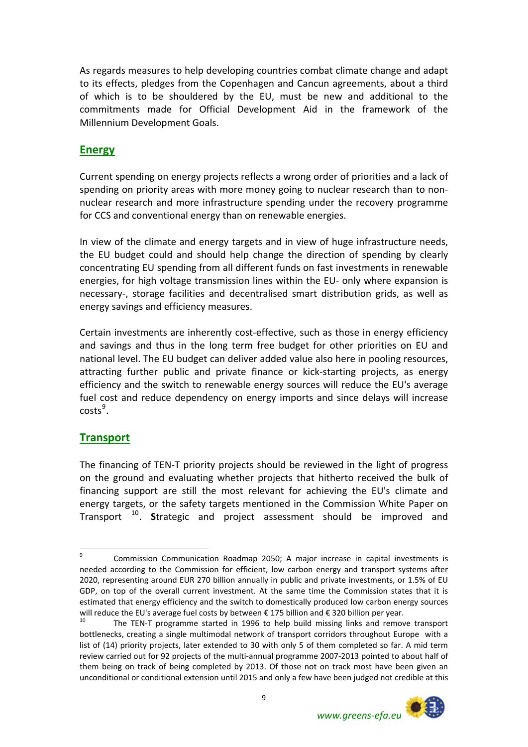As regards measures to help developing countries combat climate change and adapt to its effects, pledges from the Copenhagen and Cancun agreements, about a third of which is to be shouldered by the EU, must be new and additional to the commitments made for Official Development Aid in the framework of the Millennium Development Goals.

## Energy

Current spending on energy projects reflects a wrong order of priorities and a lack of spending on priority areas with more money going to nuclear research than to non-nuclear research and more infrastructure spending under the recovery programme for CCS and conventional energy than on renewable energies.

In view of the climate and energy targets and in view of huge infrastructure needs, the EU budget could and should help change the direction of spending by clearly concentrating EU spending from all different funds on fast investments in renewable energies, for high voltage transmission lines within the EU- only where expansion is necessary-, storage facilities and decentralised smart distribution grids, as well as energy savings and efficiency measures.

Certain investments are inherently cost-effective, such as those in energy efficiency and savings and thus in the long term free budget for other priorities on EU and national level. The EU budget can deliver added value also here in pooling resources, attracting further public and private finance or kick-starting projects, as energy efficiency and the switch to renewable energy sources will reduce the EU's average fuel cost and reduce dependency on energy imports and since delays will increase costs[9].

## Transport

The financing of TEN-T priority projects should be reviewed in the light of progress on the ground and evaluating whether projects that hitherto received the bulk of financing support are still the most relevant for achieving the EU's climate and energy targets, or the safety targets mentioned in the Commission White Paper on Transport [10]. **S**trategic and project assessment should be improved and

---

[9] Commission Communication Roadmap 2050; A major increase in capital investments is needed according to the Commission for efficient, low carbon energy and transport systems after 2020, representing around EUR 270 billion annually in public and private investments, or 1.5% of EU GDP, on top of the overall current investment. At the same time the Commission states that it is estimated that energy efficiency and the switch to domestically produced low carbon energy sources will reduce the EU's average fuel costs by between € 175 billion and € 320 billion per year.

[10] The TEN-T programme started in 1996 to help build missing links and remove transport bottlenecks, creating a single multimodal network of transport corridors throughout Europe with a list of (14) priority projects, later extended to 30 with only 5 of them completed so far. A mid term review carried out for 92 projects of the multi-annual programme 2007-2013 pointed to about half of them being on track of being completed by 2013. Of those not on track most have been given an unconditional or conditional extension until 2015 and only a few have been judged not credible at this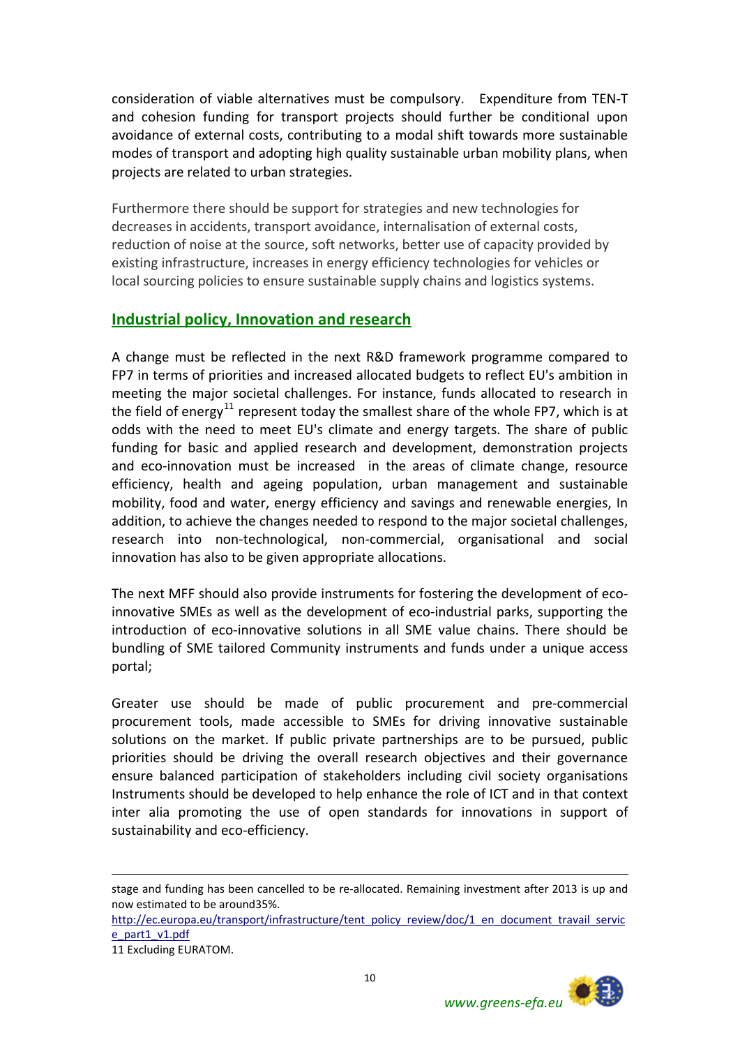consideration of viable alternatives must be compulsory. Expenditure from TEN-T and cohesion funding for transport projects should further be conditional upon avoidance of external costs, contributing to a modal shift towards more sustainable modes of transport and adopting high quality sustainable urban mobility plans, when projects are related to urban strategies.

Furthermore there should be support for strategies and new technologies for decreases in accidents, transport avoidance, internalisation of external costs, reduction of noise at the source, soft networks, better use of capacity provided by existing infrastructure, increases in energy efficiency technologies for vehicles or local sourcing policies to ensure sustainable supply chains and logistics systems.

## Industrial policy, Innovation and research

A change must be reflected in the next R&D framework programme compared to FP7 in terms of priorities and increased allocated budgets to reflect EU's ambition in meeting the major societal challenges. For instance, funds allocated to research in the field of energy[11] represent today the smallest share of the whole FP7, which is at odds with the need to meet EU's climate and energy targets. The share of public funding for basic and applied research and development, demonstration projects and eco-innovation must be increased in the areas of climate change, resource efficiency, health and ageing population, urban management and sustainable mobility, food and water, energy efficiency and savings and renewable energies, In addition, to achieve the changes needed to respond to the major societal challenges, research into non-technological, non-commercial, organisational and social innovation has also to be given appropriate allocations.

The next MFF should also provide instruments for fostering the development of eco-innovative SMEs as well as the development of eco-industrial parks, supporting the introduction of eco-innovative solutions in all SME value chains. There should be bundling of SME tailored Community instruments and funds under a unique access portal;

Greater use should be made of public procurement and pre-commercial procurement tools, made accessible to SMEs for driving innovative sustainable solutions on the market. If public private partnerships are to be pursued, public priorities should be driving the overall research objectives and their governance ensure balanced participation of stakeholders including civil society organisations Instruments should be developed to help enhance the role of ICT and in that context inter alia promoting the use of open standards for innovations in support of sustainability and eco-efficiency.

---

stage and funding has been cancelled to be re-allocated. Remaining investment after 2013 is up and now estimated to be around35%. http://ec.europa.eu/transport/infrastructure/tent_policy_review/doc/1_en_document_travail_service_part1_v1.pdf

11 Excluding EURATOM.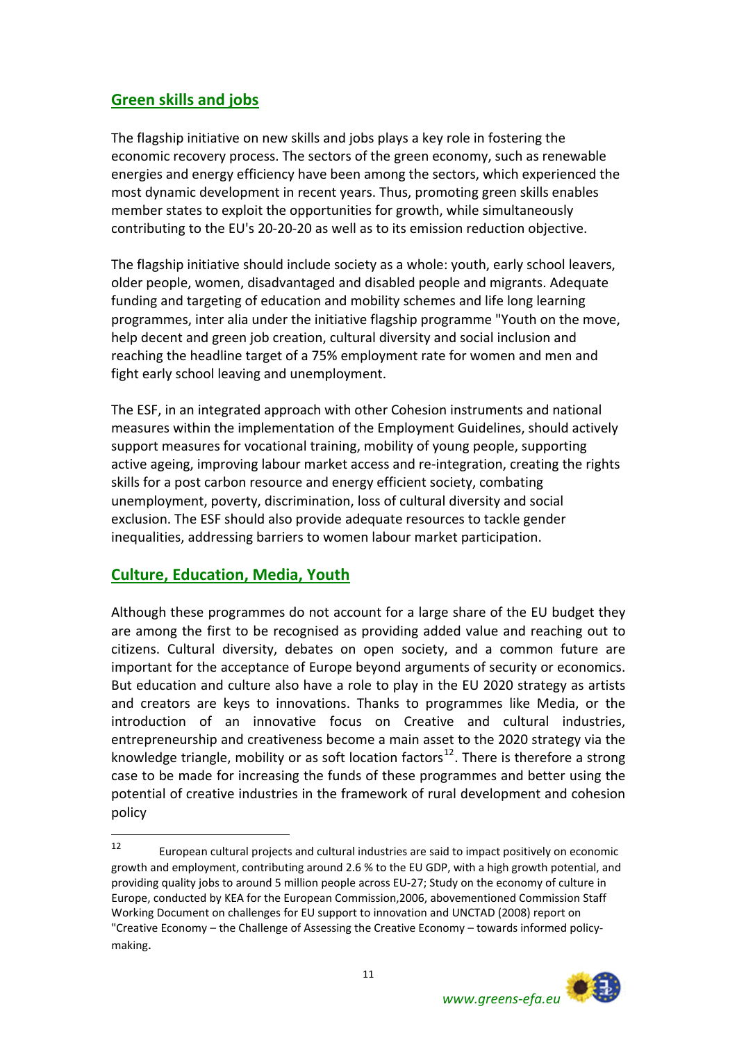## Green skills and jobs

The flagship initiative on new skills and jobs plays a key role in fostering the economic recovery process. The sectors of the green economy, such as renewable energies and energy efficiency have been among the sectors, which experienced the most dynamic development in recent years. Thus, promoting green skills enables member states to exploit the opportunities for growth, while simultaneously contributing to the EU's 20-20-20 as well as to its emission reduction objective.

The flagship initiative should include society as a whole: youth, early school leavers, older people, women, disadvantaged and disabled people and migrants. Adequate funding and targeting of education and mobility schemes and life long learning programmes, inter alia under the initiative flagship programme "Youth on the move, help decent and green job creation, cultural diversity and social inclusion and reaching the headline target of a 75% employment rate for women and men and fight early school leaving and unemployment.

The ESF, in an integrated approach with other Cohesion instruments and national measures within the implementation of the Employment Guidelines, should actively support measures for vocational training, mobility of young people, supporting active ageing, improving labour market access and re-integration, creating the rights skills for a post carbon resource and energy efficient society, combating unemployment, poverty, discrimination, loss of cultural diversity and social exclusion. The ESF should also provide adequate resources to tackle gender inequalities, addressing barriers to women labour market participation.

## Culture, Education, Media, Youth

Although these programmes do not account for a large share of the EU budget they are among the first to be recognised as providing added value and reaching out to citizens. Cultural diversity, debates on open society, and a common future are important for the acceptance of Europe beyond arguments of security or economics. But education and culture also have a role to play in the EU 2020 strategy as artists and creators are keys to innovations. Thanks to programmes like Media, or the introduction of an innovative focus on Creative and cultural industries, entrepreneurship and creativeness become a main asset to the 2020 strategy via the knowledge triangle, mobility or as soft location factors[12]. There is therefore a strong case to be made for increasing the funds of these programmes and better using the potential of creative industries in the framework of rural development and cohesion policy

[12] European cultural projects and cultural industries are said to impact positively on economic growth and employment, contributing around 2.6 % to the EU GDP, with a high growth potential, and providing quality jobs to around 5 million people across EU-27; Study on the economy of culture in Europe, conducted by KEA for the European Commission,2006, abovementioned Commission Staff Working Document on challenges for EU support to innovation and UNCTAD (2008) report on "Creative Economy – the Challenge of Assessing the Creative Economy – towards informed policy-making.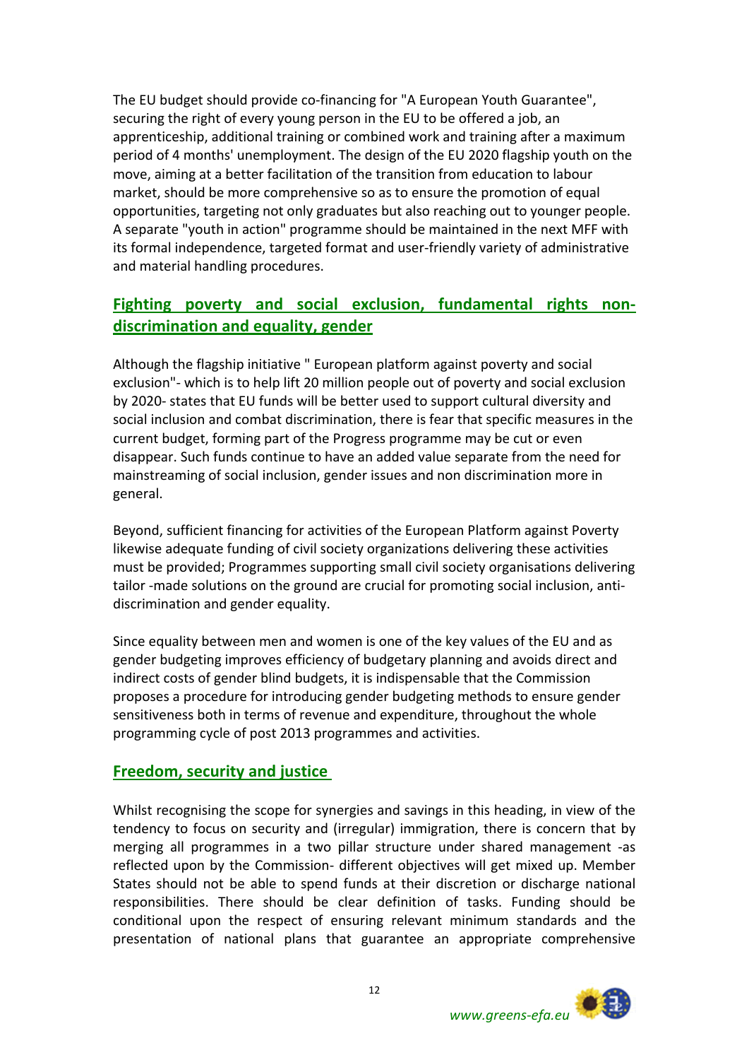The EU budget should provide co-financing for "A European Youth Guarantee", securing the right of every young person in the EU to be offered a job, an apprenticeship, additional training or combined work and training after a maximum period of 4 months' unemployment. The design of the EU 2020 flagship youth on the move, aiming at a better facilitation of the transition from education to labour market, should be more comprehensive so as to ensure the promotion of equal opportunities, targeting not only graduates but also reaching out to younger people. A separate "youth in action" programme should be maintained in the next MFF with its formal independence, targeted format and user-friendly variety of administrative and material handling procedures.

## Fighting poverty and social exclusion, fundamental rights non-discrimination and equality, gender

Although the flagship initiative " European platform against poverty and social exclusion"- which is to help lift 20 million people out of poverty and social exclusion by 2020- states that EU funds will be better used to support cultural diversity and social inclusion and combat discrimination, there is fear that specific measures in the current budget, forming part of the Progress programme may be cut or even disappear. Such funds continue to have an added value separate from the need for mainstreaming of social inclusion, gender issues and non discrimination more in general.

Beyond, sufficient financing for activities of the European Platform against Poverty likewise adequate funding of civil society organizations delivering these activities must be provided; Programmes supporting small civil society organisations delivering tailor -made solutions on the ground are crucial for promoting social inclusion, anti-discrimination and gender equality.

Since equality between men and women is one of the key values of the EU and as gender budgeting improves efficiency of budgetary planning and avoids direct and indirect costs of gender blind budgets, it is indispensable that the Commission proposes a procedure for introducing gender budgeting methods to ensure gender sensitiveness both in terms of revenue and expenditure, throughout the whole programming cycle of post 2013 programmes and activities.

## Freedom, security and justice

Whilst recognising the scope for synergies and savings in this heading, in view of the tendency to focus on security and (irregular) immigration, there is concern that by merging all programmes in a two pillar structure under shared management -as reflected upon by the Commission- different objectives will get mixed up. Member States should not be able to spend funds at their discretion or discharge national responsibilities. There should be clear definition of tasks. Funding should be conditional upon the respect of ensuring relevant minimum standards and the presentation of national plans that guarantee an appropriate comprehensive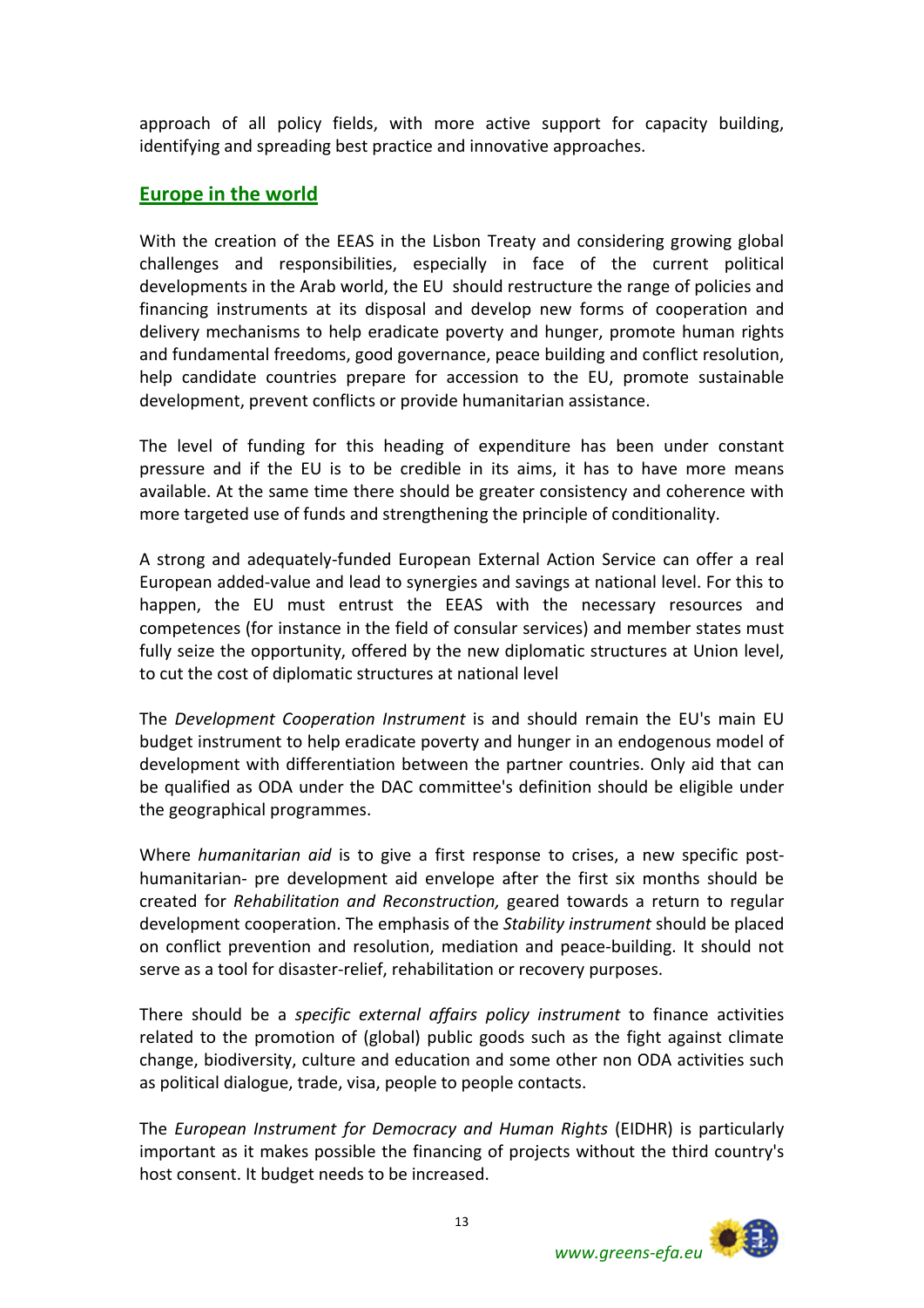approach of all policy fields, with more active support for capacity building, identifying and spreading best practice and innovative approaches.

## Europe in the world

With the creation of the EEAS in the Lisbon Treaty and considering growing global challenges and responsibilities, especially in face of the current political developments in the Arab world, the EU should restructure the range of policies and financing instruments at its disposal and develop new forms of cooperation and delivery mechanisms to help eradicate poverty and hunger, promote human rights and fundamental freedoms, good governance, peace building and conflict resolution, help candidate countries prepare for accession to the EU, promote sustainable development, prevent conflicts or provide humanitarian assistance.

The level of funding for this heading of expenditure has been under constant pressure and if the EU is to be credible in its aims, it has to have more means available. At the same time there should be greater consistency and coherence with more targeted use of funds and strengthening the principle of conditionality.

A strong and adequately-funded European External Action Service can offer a real European added-value and lead to synergies and savings at national level. For this to happen, the EU must entrust the EEAS with the necessary resources and competences (for instance in the field of consular services) and member states must fully seize the opportunity, offered by the new diplomatic structures at Union level, to cut the cost of diplomatic structures at national level

The *Development Cooperation Instrument* is and should remain the EU's main EU budget instrument to help eradicate poverty and hunger in an endogenous model of development with differentiation between the partner countries. Only aid that can be qualified as ODA under the DAC committee's definition should be eligible under the geographical programmes.

Where *humanitarian aid* is to give a first response to crises, a new specific post-humanitarian- pre development aid envelope after the first six months should be created for *Rehabilitation and Reconstruction,* geared towards a return to regular development cooperation. The emphasis of the *Stability instrument* should be placed on conflict prevention and resolution, mediation and peace-building. It should not serve as a tool for disaster-relief, rehabilitation or recovery purposes.

There should be a *specific external affairs policy instrument* to finance activities related to the promotion of (global) public goods such as the fight against climate change, biodiversity, culture and education and some other non ODA activities such as political dialogue, trade, visa, people to people contacts.

The *European Instrument for Democracy and Human Rights* (EIDHR) is particularly important as it makes possible the financing of projects without the third country's host consent. It budget needs to be increased.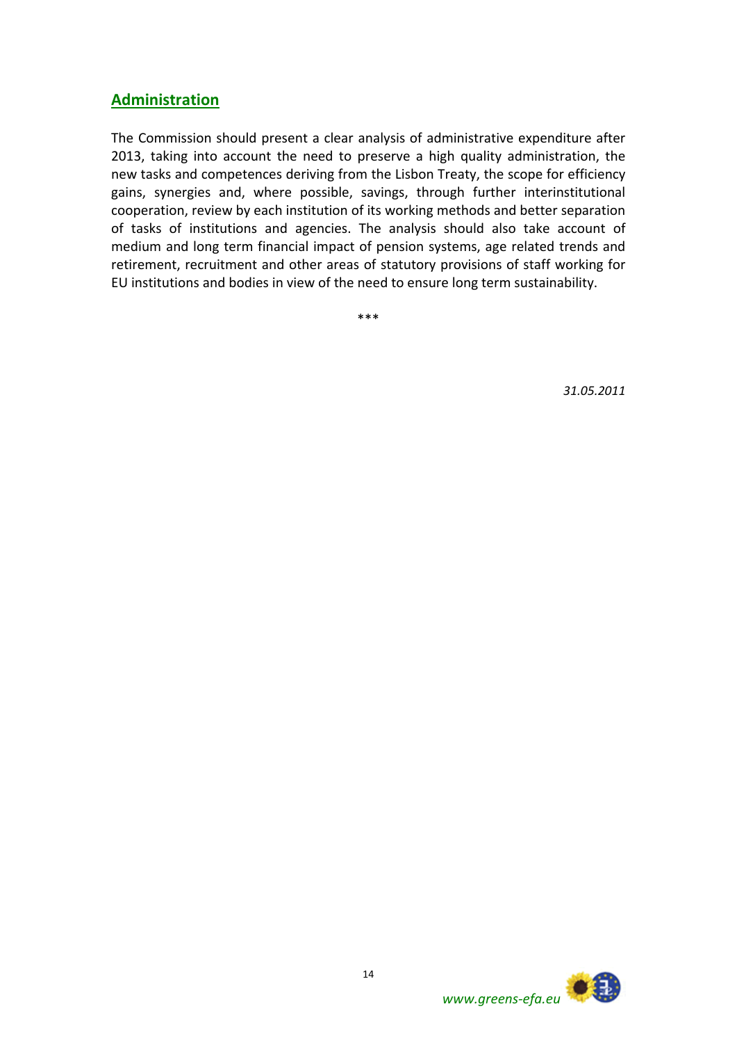## Administration

The Commission should present a clear analysis of administrative expenditure after 2013, taking into account the need to preserve a high quality administration, the new tasks and competences deriving from the Lisbon Treaty, the scope for efficiency gains, synergies and, where possible, savings, through further interinstitutional cooperation, review by each institution of its working methods and better separation of tasks of institutions and agencies. The analysis should also take account of medium and long term financial impact of pension systems, age related trends and retirement, recruitment and other areas of statutory provisions of staff working for EU institutions and bodies in view of the need to ensure long term sustainability.

\*\*\*

*31.05.2011*